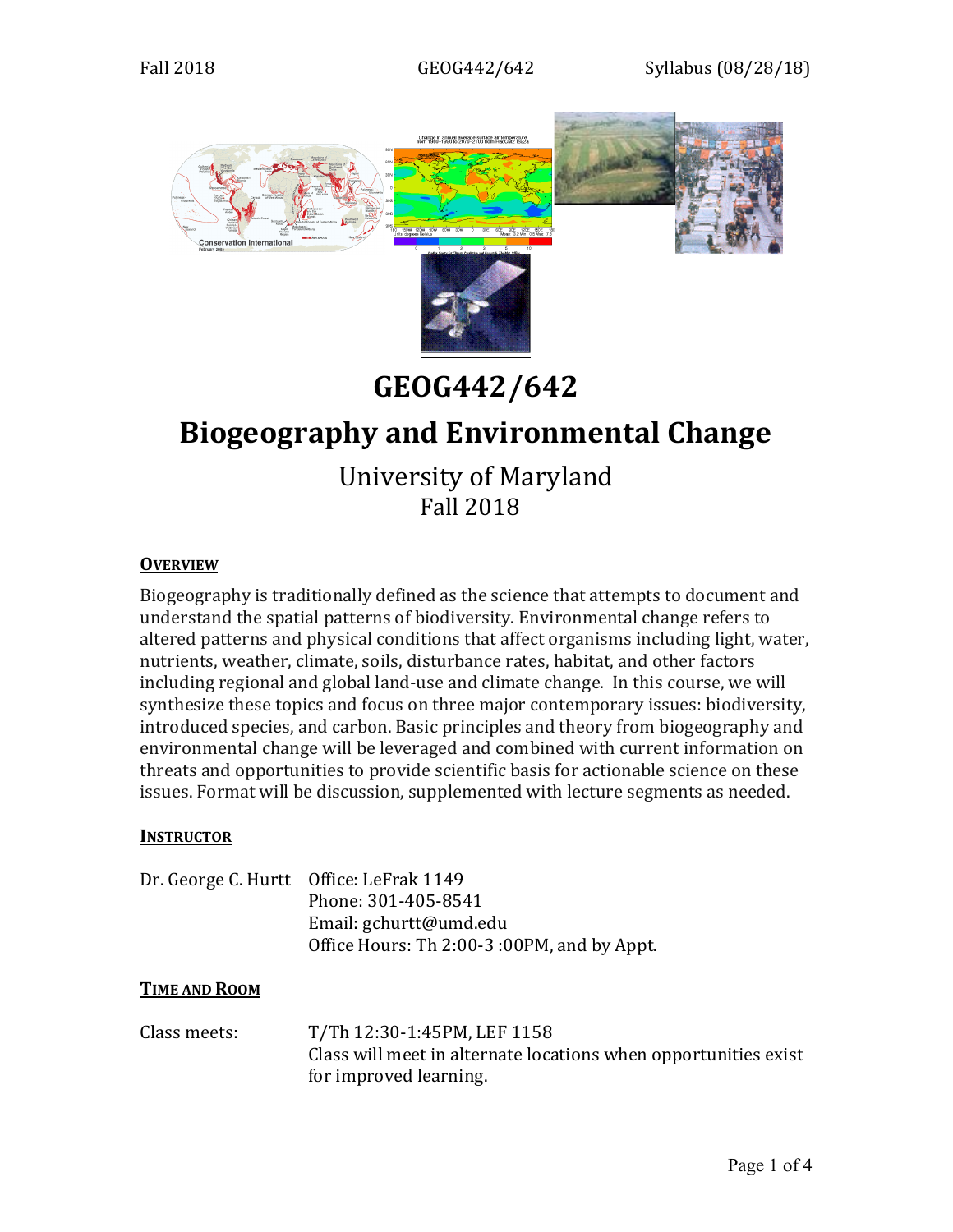# GEOG442/642

# Biogeography and Environmental Change

University of Maryland
Fall 2018

## OVERVIEW

Biogeography is traditionally defined as the science that attempts to document and understand the spatial patterns of biodiversity. Environmental change refers to altered patterns and physical conditions that affect organisms including light, water, nutrients, weather, climate, soils, disturbance rates, habitat, and other factors including regional and global land-use and climate change. In this course, we will synthesize these topics and focus on three major contemporary issues: biodiversity, introduced species, and carbon. Basic principles and theory from biogeography and environmental change will be leveraged and combined with current information on threats and opportunities to provide scientific basis for actionable science on these issues. Format will be discussion, supplemented with lecture segments as needed.

## INSTRUCTOR

Dr. George C. Hurtt
Office: LeFrak 1149
Phone: 301-405-8541
Email: gchurtt@umd.edu
Office Hours: Th 2:00-3 :00PM, and by Appt.

## TIME AND ROOM

Class meets: T/Th 12:30-1:45PM, LEF 1158
Class will meet in alternate locations when opportunities exist for improved learning.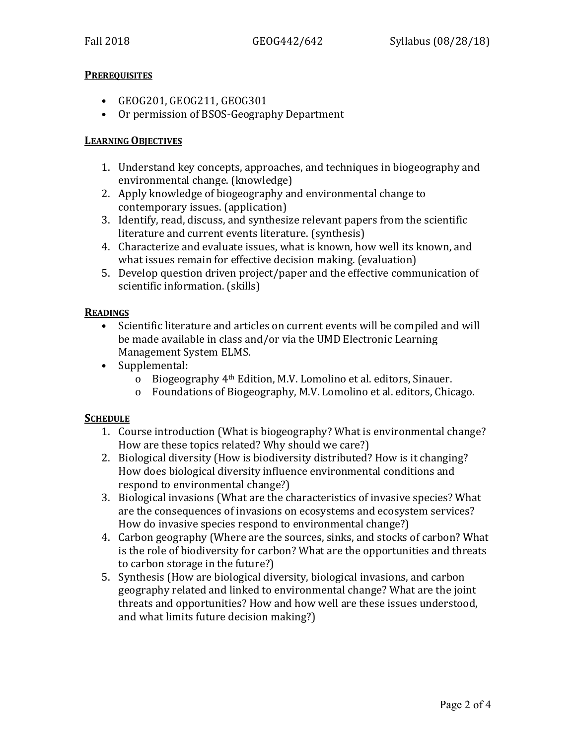## PREREQUISITES

- GEOG201, GEOG211, GEOG301
- Or permission of BSOS-Geography Department

## LEARNING OBJECTIVES

1. Understand key concepts, approaches, and techniques in biogeography and environmental change. (knowledge)
2. Apply knowledge of biogeography and environmental change to contemporary issues. (application)
3. Identify, read, discuss, and synthesize relevant papers from the scientific literature and current events literature. (synthesis)
4. Characterize and evaluate issues, what is known, how well its known, and what issues remain for effective decision making. (evaluation)
5. Develop question driven project/paper and the effective communication of scientific information. (skills)

## READINGS

- Scientific literature and articles on current events will be compiled and will be made available in class and/or via the UMD Electronic Learning Management System ELMS.
- Supplemental:
  - Biogeography 4th Edition, M.V. Lomolino et al. editors, Sinauer.
  - Foundations of Biogeography, M.V. Lomolino et al. editors, Chicago.

## SCHEDULE

1. Course introduction (What is biogeography? What is environmental change? How are these topics related? Why should we care?)
2. Biological diversity (How is biodiversity distributed? How is it changing? How does biological diversity influence environmental conditions and respond to environmental change?)
3. Biological invasions (What are the characteristics of invasive species? What are the consequences of invasions on ecosystems and ecosystem services? How do invasive species respond to environmental change?)
4. Carbon geography (Where are the sources, sinks, and stocks of carbon? What is the role of biodiversity for carbon? What are the opportunities and threats to carbon storage in the future?)
5. Synthesis (How are biological diversity, biological invasions, and carbon geography related and linked to environmental change? What are the joint threats and opportunities? How and how well are these issues understood, and what limits future decision making?)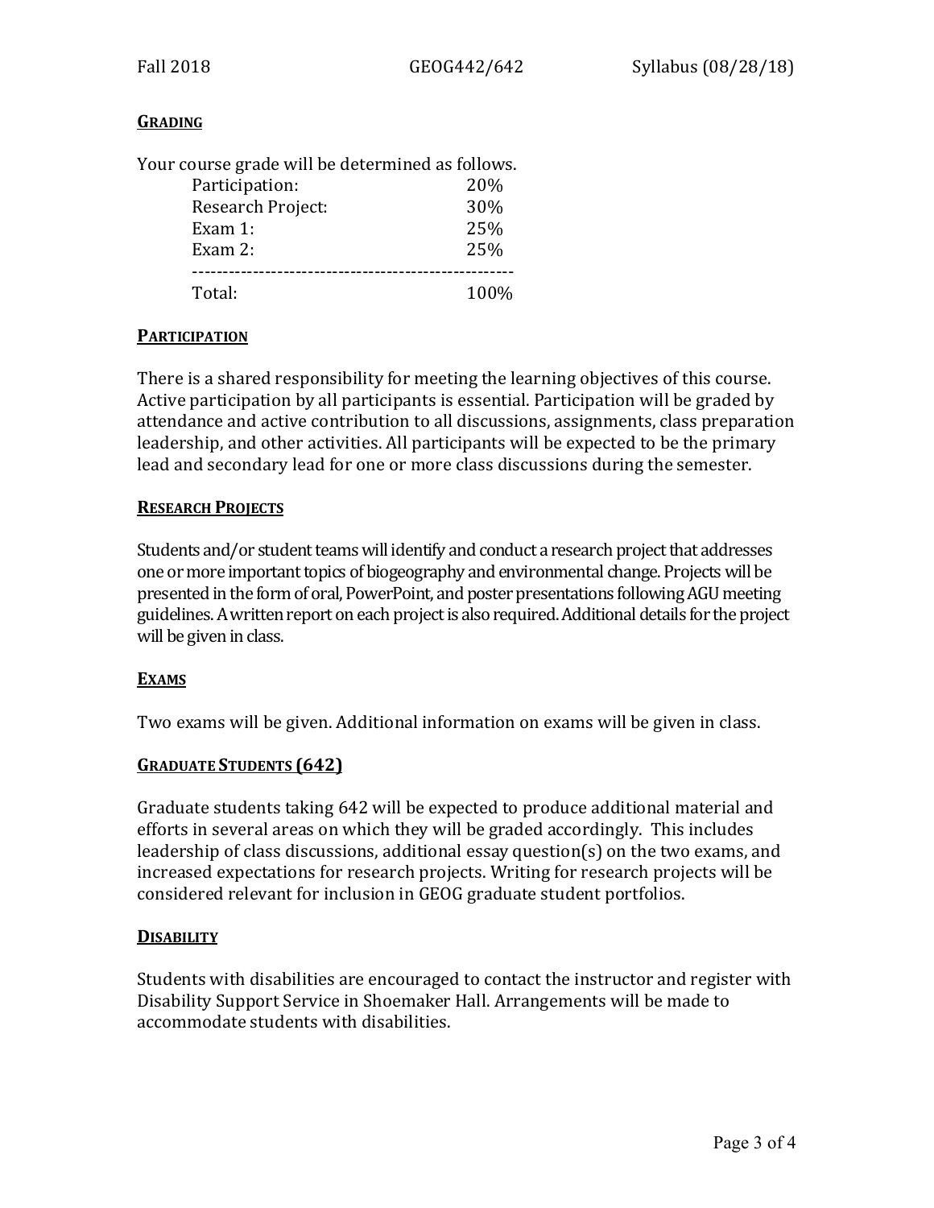## GRADING

Your course grade will be determined as follows.

| Component | Weight |
|---|---|
| Participation: | 20% |
| Research Project: | 30% |
| Exam 1: | 25% |
| Exam 2: | 25% |
| Total: | 100% |

## PARTICIPATION

There is a shared responsibility for meeting the learning objectives of this course. Active participation by all participants is essential. Participation will be graded by attendance and active contribution to all discussions, assignments, class preparation leadership, and other activities. All participants will be expected to be the primary lead and secondary lead for one or more class discussions during the semester.

## RESEARCH PROJECTS

Students and/or student teams will identify and conduct a research project that addresses one or more important topics of biogeography and environmental change. Projects will be presented in the form of oral, PowerPoint, and poster presentations following AGU meeting guidelines. A written report on each project is also required. Additional details for the project will be given in class.

## EXAMS

Two exams will be given. Additional information on exams will be given in class.

## GRADUATE STUDENTS (642)

Graduate students taking 642 will be expected to produce additional material and efforts in several areas on which they will be graded accordingly. This includes leadership of class discussions, additional essay question(s) on the two exams, and increased expectations for research projects. Writing for research projects will be considered relevant for inclusion in GEOG graduate student portfolios.

## DISABILITY

Students with disabilities are encouraged to contact the instructor and register with Disability Support Service in Shoemaker Hall. Arrangements will be made to accommodate students with disabilities.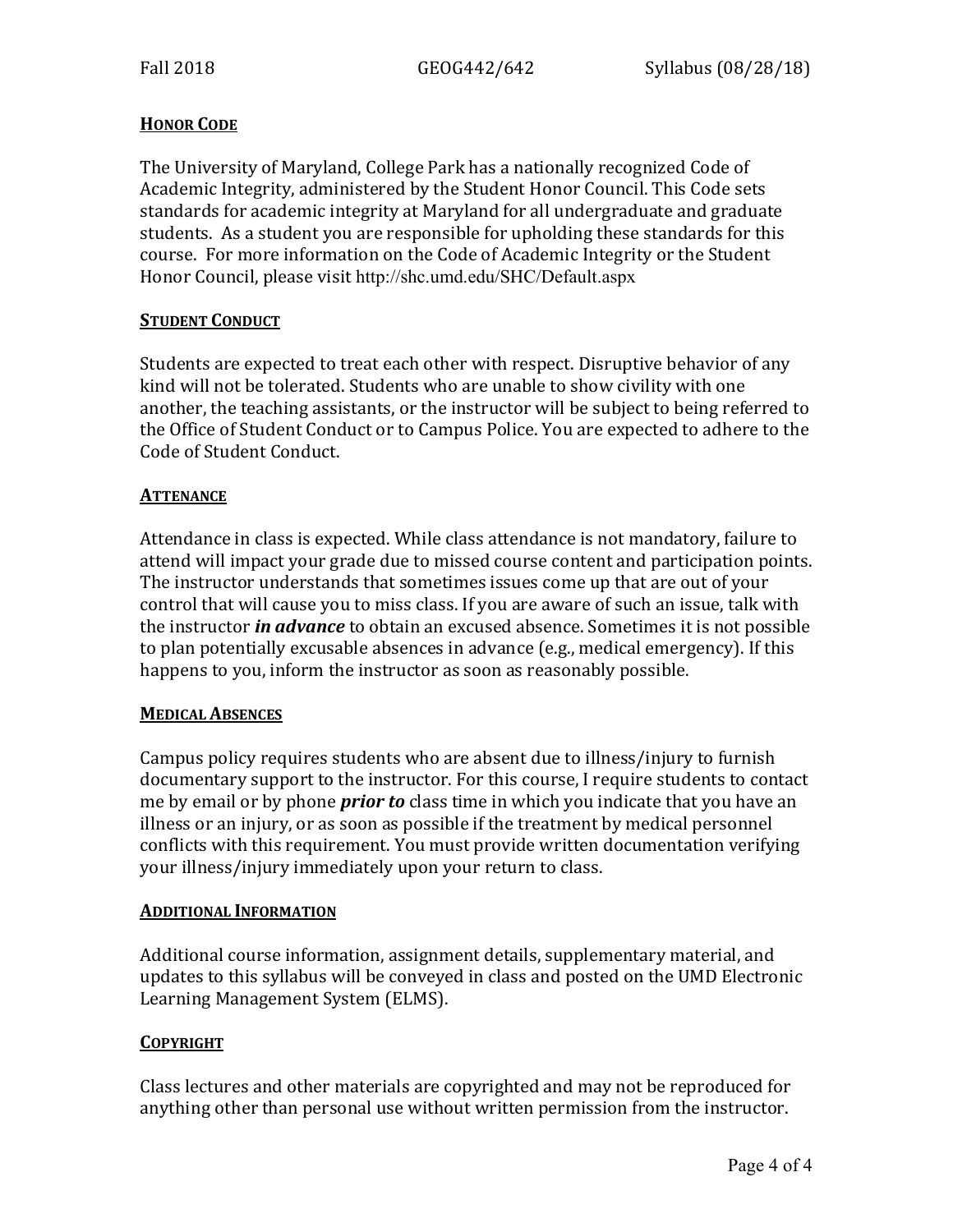## HONOR CODE

The University of Maryland, College Park has a nationally recognized Code of Academic Integrity, administered by the Student Honor Council. This Code sets standards for academic integrity at Maryland for all undergraduate and graduate students. As a student you are responsible for upholding these standards for this course. For more information on the Code of Academic Integrity or the Student Honor Council, please visit http://shc.umd.edu/SHC/Default.aspx

## STUDENT CONDUCT

Students are expected to treat each other with respect. Disruptive behavior of any kind will not be tolerated. Students who are unable to show civility with one another, the teaching assistants, or the instructor will be subject to being referred to the Office of Student Conduct or to Campus Police. You are expected to adhere to the Code of Student Conduct.

## ATTENANCE

Attendance in class is expected. While class attendance is not mandatory, failure to attend will impact your grade due to missed course content and participation points. The instructor understands that sometimes issues come up that are out of your control that will cause you to miss class. If you are aware of such an issue, talk with the instructor ***in advance*** to obtain an excused absence. Sometimes it is not possible to plan potentially excusable absences in advance (e.g., medical emergency). If this happens to you, inform the instructor as soon as reasonably possible.

## MEDICAL ABSENCES

Campus policy requires students who are absent due to illness/injury to furnish documentary support to the instructor. For this course, I require students to contact me by email or by phone ***prior to*** class time in which you indicate that you have an illness or an injury, or as soon as possible if the treatment by medical personnel conflicts with this requirement. You must provide written documentation verifying your illness/injury immediately upon your return to class.

## ADDITIONAL INFORMATION

Additional course information, assignment details, supplementary material, and updates to this syllabus will be conveyed in class and posted on the UMD Electronic Learning Management System (ELMS).

## COPYRIGHT

Class lectures and other materials are copyrighted and may not be reproduced for anything other than personal use without written permission from the instructor.